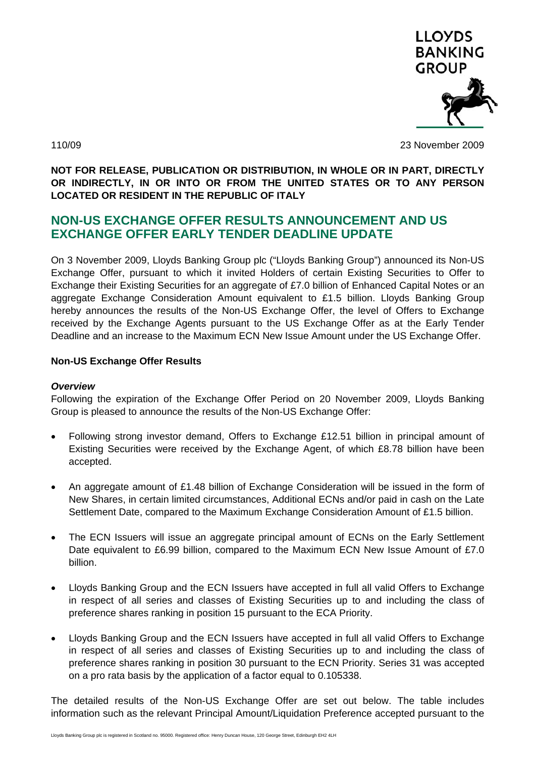LLOYDS BANKING GROUP

110/09 23 November 2009

**NOT FOR RELEASE, PUBLICATION OR DISTRIBUTION, IN WHOLE OR IN PART, DIRECTLY OR INDIRECTLY, IN OR INTO OR FROM THE UNITED STATES OR TO ANY PERSON LOCATED OR RESIDENT IN THE REPUBLIC OF ITALY**

# NON-US EXCHANGE OFFER RESULTS ANNOUNCEMENT AND US EXCHANGE OFFER EARLY TENDER DEADLINE UPDATE

On 3 November 2009, Lloyds Banking Group plc ("Lloyds Banking Group") announced its Non-US Exchange Offer, pursuant to which it invited Holders of certain Existing Securities to Offer to Exchange their Existing Securities for an aggregate of £7.0 billion of Enhanced Capital Notes or an aggregate Exchange Consideration Amount equivalent to £1.5 billion. Lloyds Banking Group hereby announces the results of the Non-US Exchange Offer, the level of Offers to Exchange received by the Exchange Agents pursuant to the US Exchange Offer as at the Early Tender Deadline and an increase to the Maximum ECN New Issue Amount under the US Exchange Offer.

**Non-US Exchange Offer Results**

***Overview***

Following the expiration of the Exchange Offer Period on 20 November 2009, Lloyds Banking Group is pleased to announce the results of the Non-US Exchange Offer:

- Following strong investor demand, Offers to Exchange £12.51 billion in principal amount of Existing Securities were received by the Exchange Agent, of which £8.78 billion have been accepted.
- An aggregate amount of £1.48 billion of Exchange Consideration will be issued in the form of New Shares, in certain limited circumstances, Additional ECNs and/or paid in cash on the Late Settlement Date, compared to the Maximum Exchange Consideration Amount of £1.5 billion.
- The ECN Issuers will issue an aggregate principal amount of ECNs on the Early Settlement Date equivalent to £6.99 billion, compared to the Maximum ECN New Issue Amount of £7.0 billion.
- Lloyds Banking Group and the ECN Issuers have accepted in full all valid Offers to Exchange in respect of all series and classes of Existing Securities up to and including the class of preference shares ranking in position 15 pursuant to the ECA Priority.
- Lloyds Banking Group and the ECN Issuers have accepted in full all valid Offers to Exchange in respect of all series and classes of Existing Securities up to and including the class of preference shares ranking in position 30 pursuant to the ECN Priority. Series 31 was accepted on a pro rata basis by the application of a factor equal to 0.105338.

The detailed results of the Non-US Exchange Offer are set out below. The table includes information such as the relevant Principal Amount/Liquidation Preference accepted pursuant to the

Lloyds Banking Group plc is registered in Scotland no. 95000. Registered office: Henry Duncan House, 120 George Street, Edinburgh EH2 4LH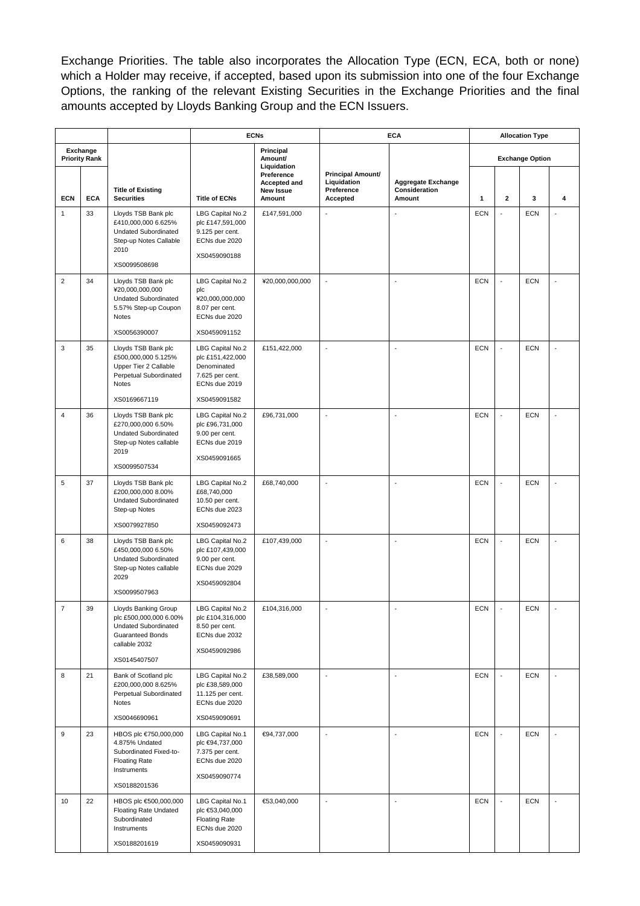Exchange Priorities. The table also incorporates the Allocation Type (ECN, ECA, both or none) which a Holder may receive, if accepted, based upon its submission into one of the four Exchange Options, the ranking of the relevant Existing Securities in the Exchange Priorities and the final amounts accepted by Lloyds Banking Group and the ECN Issuers.

| Exchange Priority Rank | | | ECNs | | ECA | | Allocation Type | | | |
|---|---|---|---|---|---|---|---|---|---|---|
| | | | | | | | Exchange Option | | | |
| ECN | ECA | Title of Existing Securities | Title of ECNs | Principal Amount/ Liquidation Preference Accepted and New Issue Amount | Principal Amount/ Liquidation Preference Accepted | Aggregate Exchange Consideration Amount | 1 | 2 | 3 | 4 |
| 1 | 33 | Lloyds TSB Bank plc £410,000,000 6.625% Undated Subordinated Step-up Notes Callable 2010 XS0099508698 | LBG Capital No.2 plc £147,591,000 9.125 per cent. ECNs due 2020 XS0459090188 | £147,591,000 | - | - | ECN | - | ECN | - |
| 2 | 34 | Lloyds TSB Bank plc ¥20,000,000,000 Undated Subordinated 5.57% Step-up Coupon Notes XS0056390007 | LBG Capital No.2 plc ¥20,000,000,000 8.07 per cent. ECNs due 2020 XS0459091152 | ¥20,000,000,000 | - | - | ECN | - | ECN | - |
| 3 | 35 | Lloyds TSB Bank plc £500,000,000 5.125% Upper Tier 2 Callable Perpetual Subordinated Notes XS0169667119 | LBG Capital No.2 plc £151,422,000 Denominated 7.625 per cent. ECNs due 2019 XS0459091582 | £151,422,000 | - | - | ECN | - | ECN | - |
| 4 | 36 | Lloyds TSB Bank plc £270,000,000 6.50% Undated Subordinated Step-up Notes callable 2019 XS0099507534 | LBG Capital No.2 plc £96,731,000 9.00 per cent. ECNs due 2019 XS0459091665 | £96,731,000 | - | - | ECN | - | ECN | - |
| 5 | 37 | Lloyds TSB Bank plc £200,000,000 8.00% Undated Subordinated Step-up Notes XS0079927850 | LBG Capital No.2 £68,740,000 10.50 per cent. ECNs due 2023 XS0459092473 | £68,740,000 | - | - | ECN | - | ECN | - |
| 6 | 38 | Lloyds TSB Bank plc £450,000,000 6.50% Undated Subordinated Step-up Notes callable 2029 XS0099507963 | LBG Capital No.2 plc £107,439,000 9.00 per cent. ECNs due 2029 XS0459092804 | £107,439,000 | - | - | ECN | - | ECN | - |
| 7 | 39 | Lloyds Banking Group plc £500,000,000 6.00% Undated Subordinated Guaranteed Bonds callable 2032 XS0145407507 | LBG Capital No.2 plc £104,316,000 8.50 per cent. ECNs due 2032 XS0459092986 | £104,316,000 | - | - | ECN | - | ECN | - |
| 8 | 21 | Bank of Scotland plc £200,000,000 8.625% Perpetual Subordinated Notes XS0046690961 | LBG Capital No.2 plc £38,589,000 11.125 per cent. ECNs due 2020 XS0459090691 | £38,589,000 | - | - | ECN | - | ECN | - |
| 9 | 23 | HBOS plc €750,000,000 4.875% Undated Subordinated Fixed-to-Floating Rate Instruments XS0188201536 | LBG Capital No.1 plc €94,737,000 7.375 per cent. ECNs due 2020 XS0459090774 | €94,737,000 | - | - | ECN | - | ECN | - |
| 10 | 22 | HBOS plc €500,000,000 Floating Rate Undated Subordinated Instruments XS0188201619 | LBG Capital No.1 plc €53,040,000 Floating Rate ECNs due 2020 XS0459090931 | €53,040,000 | - | - | ECN | - | ECN | - |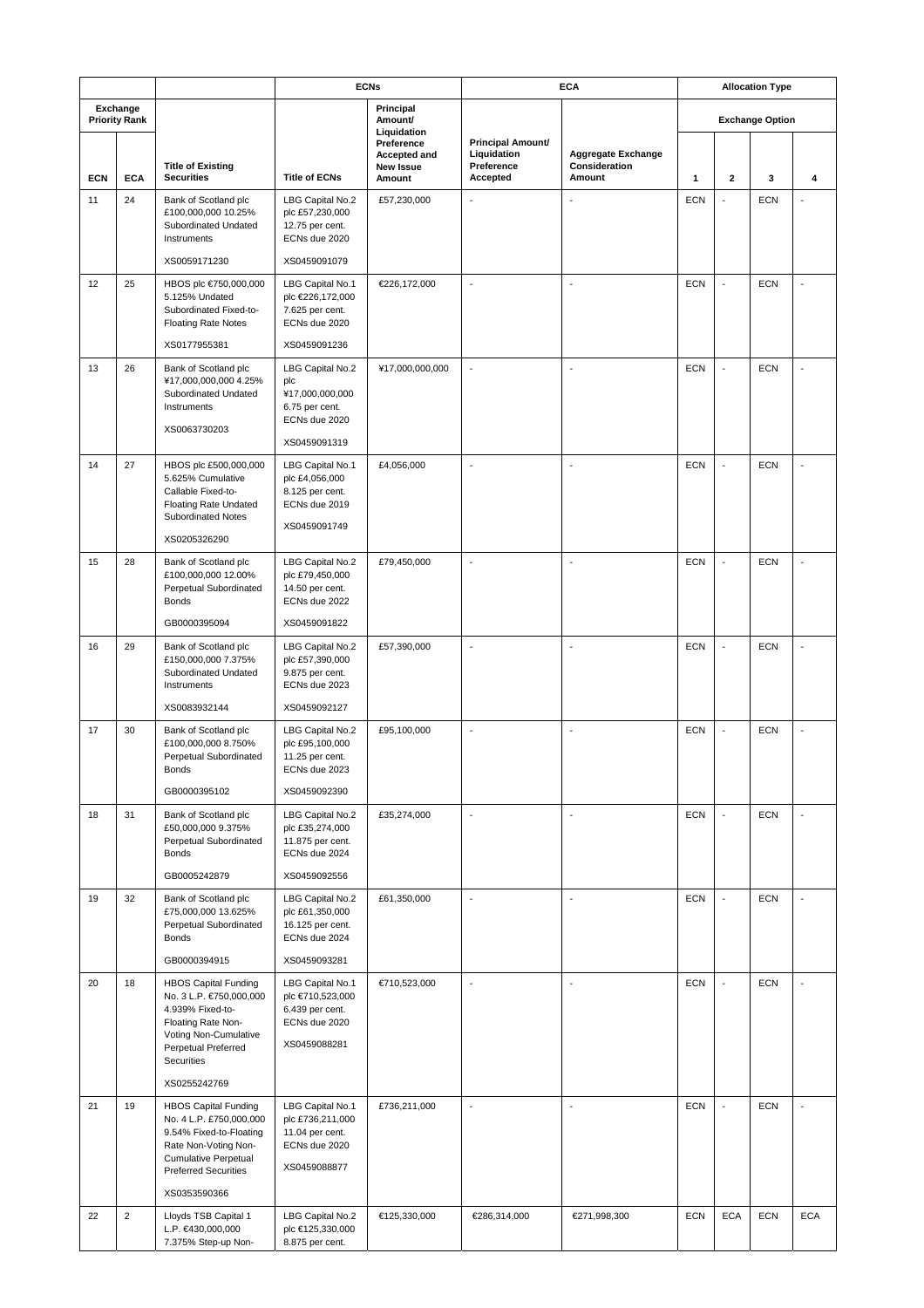| Exchange Priority Rank | | | ECNs | | ECA | | Allocation Type | | | |
|---|---|---|---|---|---|---|---|---|---|---|
| | | | | | | | Exchange Option | | | |
| ECN | ECA | Title of Existing Securities | Title of ECNs | Principal Amount/ Liquidation Preference Accepted and New Issue Amount | Principal Amount/ Liquidation Preference Accepted | Aggregate Exchange Consideration Amount | 1 | 2 | 3 | 4 |
| 11 | 24 | Bank of Scotland plc £100,000,000 10.25% Subordinated Undated Instruments<br><br>XS0059171230 | LBG Capital No.2 plc £57,230,000 12.75 per cent. ECNs due 2020<br><br>XS0459091079 | £57,230,000 | - | - | ECN | - | ECN | - |
| 12 | 25 | HBOS plc €750,000,000 5.125% Undated Subordinated Fixed-to-Floating Rate Notes<br><br>XS0177955381 | LBG Capital No.1 plc €226,172,000 7.625 per cent. ECNs due 2020<br><br>XS0459091236 | €226,172,000 | - | - | ECN | - | ECN | - |
| 13 | 26 | Bank of Scotland plc ¥17,000,000,000 4.25% Subordinated Undated Instruments<br><br>XS0063730203 | LBG Capital No.2 plc ¥17,000,000,000 6.75 per cent. ECNs due 2020<br><br>XS0459091319 | ¥17,000,000,000 | - | - | ECN | - | ECN | - |
| 14 | 27 | HBOS plc £500,000,000 5.625% Cumulative Callable Fixed-to-Floating Rate Undated Subordinated Notes<br><br>XS0205326290 | LBG Capital No.1 plc £4,056,000 8.125 per cent. ECNs due 2019<br><br>XS0459091749 | £4,056,000 | - | - | ECN | - | ECN | - |
| 15 | 28 | Bank of Scotland plc £100,000,000 12.00% Perpetual Subordinated Bonds<br><br>GB0000395094 | LBG Capital No.2 plc £79,450,000 14.50 per cent. ECNs due 2022<br><br>XS0459091822 | £79,450,000 | - | - | ECN | - | ECN | - |
| 16 | 29 | Bank of Scotland plc £150,000,000 7.375% Subordinated Undated Instruments<br><br>XS0083932144 | LBG Capital No.2 plc £57,390,000 9.875 per cent. ECNs due 2023<br><br>XS0459092127 | £57,390,000 | - | - | ECN | - | ECN | - |
| 17 | 30 | Bank of Scotland plc £100,000,000 8.750% Perpetual Subordinated Bonds<br><br>GB0000395102 | LBG Capital No.2 plc £95,100,000 11.25 per cent. ECNs due 2023<br><br>XS0459092390 | £95,100,000 | - | - | ECN | - | ECN | - |
| 18 | 31 | Bank of Scotland plc £50,000,000 9.375% Perpetual Subordinated Bonds<br><br>GB0005242879 | LBG Capital No.2 plc £35,274,000 11.875 per cent. ECNs due 2024<br><br>XS0459092556 | £35,274,000 | - | - | ECN | - | ECN | - |
| 19 | 32 | Bank of Scotland plc £75,000,000 13.625% Perpetual Subordinated Bonds<br><br>GB0000394915 | LBG Capital No.2 plc £61,350,000 16.125 per cent. ECNs due 2024<br><br>XS0459093281 | £61,350,000 | - | - | ECN | - | ECN | - |
| 20 | 18 | HBOS Capital Funding No. 3 L.P. €750,000,000 4.939% Fixed-to-Floating Rate Non-Voting Non-Cumulative Perpetual Preferred Securities<br><br>XS0255242769 | LBG Capital No.1 plc €710,523,000 6.439 per cent. ECNs due 2020<br><br>XS0459088281 | €710,523,000 | - | - | ECN | - | ECN | - |
| 21 | 19 | HBOS Capital Funding No. 4 L.P. £750,000,000 9.54% Fixed-to-Floating Rate Non-Voting Non-Cumulative Perpetual Preferred Securities<br><br>XS0353590366 | LBG Capital No.1 plc £736,211,000 11.04 per cent. ECNs due 2020<br><br>XS0459088877 | £736,211,000 | - | - | ECN | - | ECN | - |
| 22 | 2 | Lloyds TSB Capital 1 L.P. €430,000,000 7.375% Step-up Non- | LBG Capital No.2 plc €125,330,000 8.875 per cent. | €125,330,000 | €286,314,000 | €271,998,300 | ECN | ECA | ECN | ECA |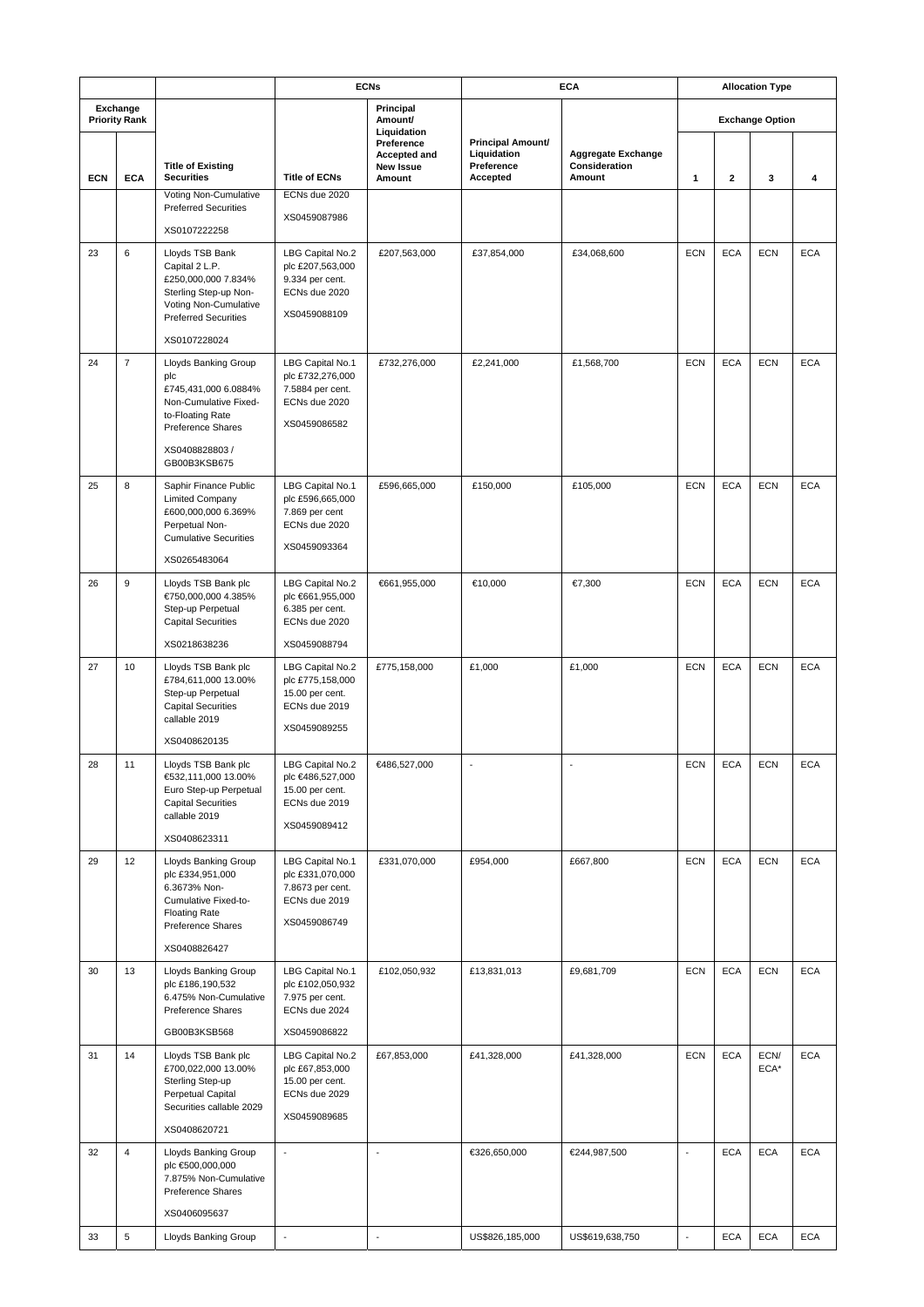| Exchange Priority Rank | | | ECNs | | ECA | | Allocation Type | | | |
|---|---|---|---|---|---|---|---|---|---|---|
| | | | | | | | Exchange Option | | | |
| ECN | ECA | Title of Existing Securities | Title of ECNs | Principal Amount/ Liquidation Preference Accepted and New Issue Amount | Principal Amount/ Liquidation Preference Accepted | Aggregate Exchange Consideration Amount | 1 | 2 | 3 | 4 |
| | | Voting Non-Cumulative Preferred Securities<br><br>XS0107222258 | ECNs due 2020<br><br>XS0459087986 | | | | | | | |
| 23 | 6 | Lloyds TSB Bank Capital 2 L.P. £250,000,000 7.834% Sterling Step-up Non-Voting Non-Cumulative Preferred Securities<br><br>XS0107228024 | LBG Capital No.2 plc £207,563,000 9.334 per cent. ECNs due 2020<br><br>XS0459088109 | £207,563,000 | £37,854,000 | £34,068,600 | ECN | ECA | ECN | ECA |
| 24 | 7 | Lloyds Banking Group plc £745,431,000 6.0884% Non-Cumulative Fixed-to-Floating Rate Preference Shares<br><br>XS0408828803 / GB00B3KSB675 | LBG Capital No.1 plc £732,276,000 7.5884 per cent. ECNs due 2020<br><br>XS0459086582 | £732,276,000 | £2,241,000 | £1,568,700 | ECN | ECA | ECN | ECA |
| 25 | 8 | Saphir Finance Public Limited Company £600,000,000 6.369% Perpetual Non-Cumulative Securities<br><br>XS0265483064 | LBG Capital No.1 plc £596,665,000 7.869 per cent ECNs due 2020<br><br>XS0459093364 | £596,665,000 | £150,000 | £105,000 | ECN | ECA | ECN | ECA |
| 26 | 9 | Lloyds TSB Bank plc €750,000,000 4.385% Step-up Perpetual Capital Securities<br><br>XS0218638236 | LBG Capital No.2 plc €661,955,000 6.385 per cent. ECNs due 2020<br><br>XS0459088794 | €661,955,000 | €10,000 | €7,300 | ECN | ECA | ECN | ECA |
| 27 | 10 | Lloyds TSB Bank plc £784,611,000 13.00% Step-up Perpetual Capital Securities callable 2019<br><br>XS0408620135 | LBG Capital No.2 plc £775,158,000 15.00 per cent. ECNs due 2019<br><br>XS0459089255 | £775,158,000 | £1,000 | £1,000 | ECN | ECA | ECN | ECA |
| 28 | 11 | Lloyds TSB Bank plc €532,111,000 13.00% Euro Step-up Perpetual Capital Securities callable 2019<br><br>XS0408623311 | LBG Capital No.2 plc €486,527,000 15.00 per cent. ECNs due 2019<br><br>XS0459089412 | €486,527,000 | - | - | ECN | ECA | ECN | ECA |
| 29 | 12 | Lloyds Banking Group plc £334,951,000 6.3673% Non-Cumulative Fixed-to-Floating Rate Preference Shares<br><br>XS0408826427 | LBG Capital No.1 plc £331,070,000 7.8673 per cent. ECNs due 2019<br><br>XS0459086749 | £331,070,000 | £954,000 | £667,800 | ECN | ECA | ECN | ECA |
| 30 | 13 | Lloyds Banking Group plc £186,190,532 6.475% Non-Cumulative Preference Shares<br><br>GB00B3KSB568 | LBG Capital No.1 plc £102,050,932 7.975 per cent. ECNs due 2024<br><br>XS0459086822 | £102,050,932 | £13,831,013 | £9,681,709 | ECN | ECA | ECN | ECA |
| 31 | 14 | Lloyds TSB Bank plc £700,022,000 13.00% Sterling Step-up Perpetual Capital Securities callable 2029<br><br>XS0408620721 | LBG Capital No.2 plc £67,853,000 15.00 per cent. ECNs due 2029<br><br>XS0459089685 | £67,853,000 | £41,328,000 | £41,328,000 | ECN | ECA | ECN/ ECA* | ECA |
| 32 | 4 | Lloyds Banking Group plc €500,000,000 7.875% Non-Cumulative Preference Shares<br><br>XS0406095637 | - | - | €326,650,000 | €244,987,500 | - | ECA | ECA | ECA |
| 33 | 5 | Lloyds Banking Group | - | - | US$826,185,000 | US$619,638,750 | - | ECA | ECA | ECA |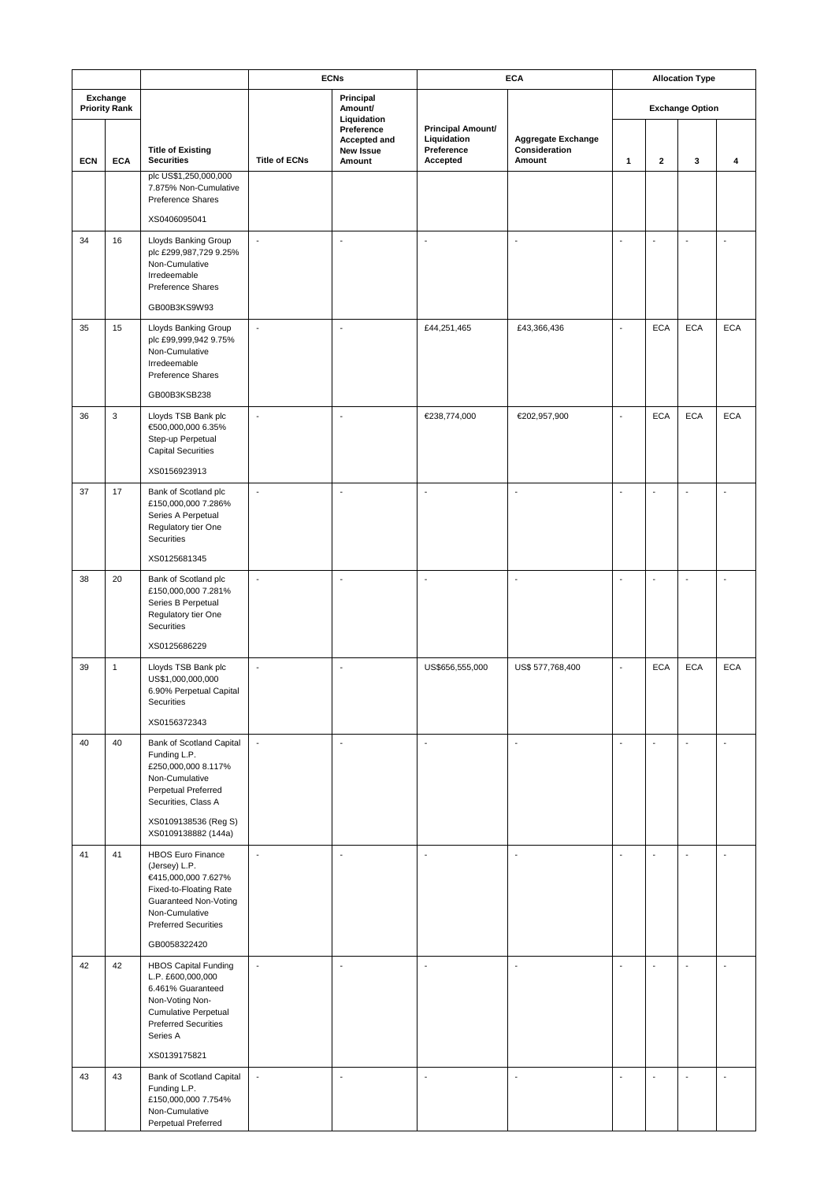| | | | ECNs | | ECA | | Allocation Type | | | |
|---|---|---|---|---|---|---|---|---|---|---|
| Exchange Priority Rank | | | | | | | Exchange Option | | | |
| ECN | ECA | Title of Existing Securities | Title of ECNs | Principal Amount/ Liquidation Preference Accepted and New Issue Amount | Principal Amount/ Liquidation Preference Accepted | Aggregate Exchange Consideration Amount | 1 | 2 | 3 | 4 |
| | | plc US$1,250,000,000 7.875% Non-Cumulative Preference Shares<br><br>XS0406095041 | | | | | | | | |
| 34 | 16 | Lloyds Banking Group plc £299,987,729 9.25% Non-Cumulative Irredeemable Preference Shares<br><br>GB00B3KS9W93 | - | - | - | - | - | - | - | - |
| 35 | 15 | Lloyds Banking Group plc £99,999,942 9.75% Non-Cumulative Irredeemable Preference Shares<br><br>GB00B3KSB238 | - | - | £44,251,465 | £43,366,436 | - | ECA | ECA | ECA |
| 36 | 3 | Lloyds TSB Bank plc €500,000,000 6.35% Step-up Perpetual Capital Securities<br><br>XS0156923913 | - | - | €238,774,000 | €202,957,900 | - | ECA | ECA | ECA |
| 37 | 17 | Bank of Scotland plc £150,000,000 7.286% Series A Perpetual Regulatory tier One Securities<br><br>XS0125681345 | - | - | - | - | - | - | - | - |
| 38 | 20 | Bank of Scotland plc £150,000,000 7.281% Series B Perpetual Regulatory tier One Securities<br><br>XS0125686229 | - | - | - | - | - | - | - | - |
| 39 | 1 | Lloyds TSB Bank plc US$1,000,000,000 6.90% Perpetual Capital Securities<br><br>XS0156372343 | - | - | US$656,555,000 | US$ 577,768,400 | - | ECA | ECA | ECA |
| 40 | 40 | Bank of Scotland Capital Funding L.P. £250,000,000 8.117% Non-Cumulative Perpetual Preferred Securities, Class A<br><br>XS0109138536 (Reg S) XS0109138882 (144a) | - | - | - | - | - | - | - | - |
| 41 | 41 | HBOS Euro Finance (Jersey) L.P. €415,000,000 7.627% Fixed-to-Floating Rate Guaranteed Non-Voting Non-Cumulative Preferred Securities<br><br>GB0058322420 | - | - | - | - | - | - | - | - |
| 42 | 42 | HBOS Capital Funding L.P. £600,000,000 6.461% Guaranteed Non-Voting Non-Cumulative Perpetual Preferred Securities Series A<br><br>XS0139175821 | - | - | - | - | - | - | - | - |
| 43 | 43 | Bank of Scotland Capital Funding L.P. £150,000,000 7.754% Non-Cumulative Perpetual Preferred | - | - | - | - | - | - | - | - |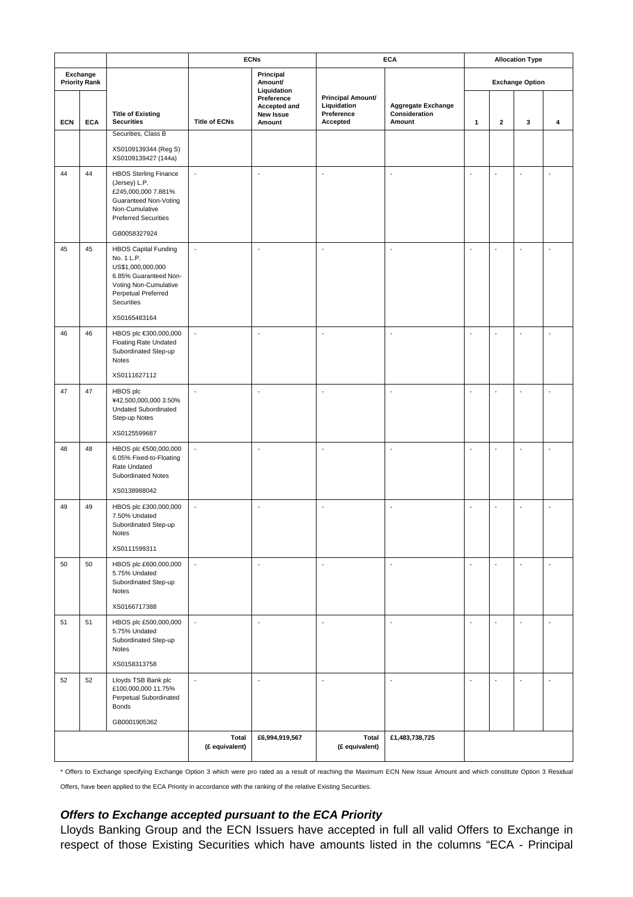| | | | ECNs | | ECA | | Allocation Type | | | |
|---|---|---|---|---|---|---|---|---|---|---|
| Exchange Priority Rank | | | | | | | Exchange Option | | | |
| ECN | ECA | Title of Existing Securities | Title of ECNs | Principal Amount/ Liquidation Preference Accepted and New Issue Amount | Principal Amount/ Liquidation Preference Accepted | Aggregate Exchange Consideration Amount | 1 | 2 | 3 | 4 |
| | | Securities, Class B<br><br>XS0109139344 (Reg S)<br>XS0109139427 (144a) | | | | | | | | |
| 44 | 44 | HBOS Sterling Finance (Jersey) L.P. £245,000,000 7.881% Guaranteed Non-Voting Non-Cumulative Preferred Securities<br><br>GB0058327924 | - | - | - | - | - | - | - | - |
| 45 | 45 | HBOS Capital Funding No. 1 L.P. US$1,000,000,000 6.85% Guaranteed Non-Voting Non-Cumulative Perpetual Preferred Securities<br><br>XS0165483164 | - | - | - | - | - | - | - | - |
| 46 | 46 | HBOS plc €300,000,000 Floating Rate Undated Subordinated Step-up Notes<br><br>XS0111627112 | - | - | - | - | - | - | - | - |
| 47 | 47 | HBOS plc ¥42,500,000,000 3.50% Undated Subordinated Step-up Notes<br><br>XS0125599687 | - | - | - | - | - | - | - | - |
| 48 | 48 | HBOS plc €500,000,000 6.05% Fixed-to-Floating Rate Undated Subordinated Notes<br><br>XS0138988042 | - | - | - | - | - | - | - | - |
| 49 | 49 | HBOS plc £300,000,000 7.50% Undated Subordinated Step-up Notes<br><br>XS0111599311 | - | - | - | - | - | - | - | - |
| 50 | 50 | HBOS plc £600,000,000 5.75% Undated Subordinated Step-up Notes<br><br>XS0166717388 | - | - | - | - | - | - | - | - |
| 51 | 51 | HBOS plc £500,000,000 5.75% Undated Subordinated Step-up Notes<br><br>XS0158313758 | - | - | - | - | - | - | - | - |
| 52 | 52 | Lloyds TSB Bank plc £100,000,000 11.75% Perpetual Subordinated Bonds<br><br>GB0001905362 | - | - | - | - | - | - | - | - |
| | | | Total (£ equivalent) | £6,994,919,567 | Total (£ equivalent) | £1,483,738,725 | | | | |

* Offers to Exchange specifying Exchange Option 3 which were pro rated as a result of reaching the Maximum ECN New Issue Amount and which constitute Option 3 Residual Offers, have been applied to the ECA Priority in accordance with the ranking of the relative Existing Securities.

### *Offers to Exchange accepted pursuant to the ECA Priority*

Lloyds Banking Group and the ECN Issuers have accepted in full all valid Offers to Exchange in respect of those Existing Securities which have amounts listed in the columns "ECA - Principal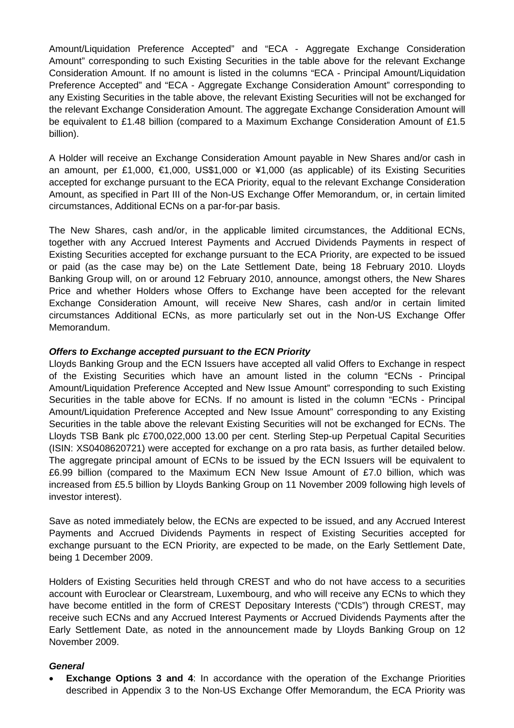Amount/Liquidation Preference Accepted" and "ECA - Aggregate Exchange Consideration Amount" corresponding to such Existing Securities in the table above for the relevant Exchange Consideration Amount. If no amount is listed in the columns "ECA - Principal Amount/Liquidation Preference Accepted" and "ECA - Aggregate Exchange Consideration Amount" corresponding to any Existing Securities in the table above, the relevant Existing Securities will not be exchanged for the relevant Exchange Consideration Amount. The aggregate Exchange Consideration Amount will be equivalent to £1.48 billion (compared to a Maximum Exchange Consideration Amount of £1.5 billion).

A Holder will receive an Exchange Consideration Amount payable in New Shares and/or cash in an amount, per £1,000, €1,000, US$1,000 or ¥1,000 (as applicable) of its Existing Securities accepted for exchange pursuant to the ECA Priority, equal to the relevant Exchange Consideration Amount, as specified in Part III of the Non-US Exchange Offer Memorandum, or, in certain limited circumstances, Additional ECNs on a par-for-par basis.

The New Shares, cash and/or, in the applicable limited circumstances, the Additional ECNs, together with any Accrued Interest Payments and Accrued Dividends Payments in respect of Existing Securities accepted for exchange pursuant to the ECA Priority, are expected to be issued or paid (as the case may be) on the Late Settlement Date, being 18 February 2010. Lloyds Banking Group will, on or around 12 February 2010, announce, amongst others, the New Shares Price and whether Holders whose Offers to Exchange have been accepted for the relevant Exchange Consideration Amount, will receive New Shares, cash and/or in certain limited circumstances Additional ECNs, as more particularly set out in the Non-US Exchange Offer Memorandum.

***Offers to Exchange accepted pursuant to the ECN Priority***

Lloyds Banking Group and the ECN Issuers have accepted all valid Offers to Exchange in respect of the Existing Securities which have an amount listed in the column "ECNs - Principal Amount/Liquidation Preference Accepted and New Issue Amount" corresponding to such Existing Securities in the table above for ECNs. If no amount is listed in the column "ECNs - Principal Amount/Liquidation Preference Accepted and New Issue Amount" corresponding to any Existing Securities in the table above the relevant Existing Securities will not be exchanged for ECNs. The Lloyds TSB Bank plc £700,022,000 13.00 per cent. Sterling Step-up Perpetual Capital Securities (ISIN: XS0408620721) were accepted for exchange on a pro rata basis, as further detailed below. The aggregate principal amount of ECNs to be issued by the ECN Issuers will be equivalent to £6.99 billion (compared to the Maximum ECN New Issue Amount of £7.0 billion, which was increased from £5.5 billion by Lloyds Banking Group on 11 November 2009 following high levels of investor interest).

Save as noted immediately below, the ECNs are expected to be issued, and any Accrued Interest Payments and Accrued Dividends Payments in respect of Existing Securities accepted for exchange pursuant to the ECN Priority, are expected to be made, on the Early Settlement Date, being 1 December 2009.

Holders of Existing Securities held through CREST and who do not have access to a securities account with Euroclear or Clearstream, Luxembourg, and who will receive any ECNs to which they have become entitled in the form of CREST Depositary Interests ("CDIs") through CREST, may receive such ECNs and any Accrued Interest Payments or Accrued Dividends Payments after the Early Settlement Date, as noted in the announcement made by Lloyds Banking Group on 12 November 2009.

***General***

- **Exchange Options 3 and 4**: In accordance with the operation of the Exchange Priorities described in Appendix 3 to the Non-US Exchange Offer Memorandum, the ECA Priority was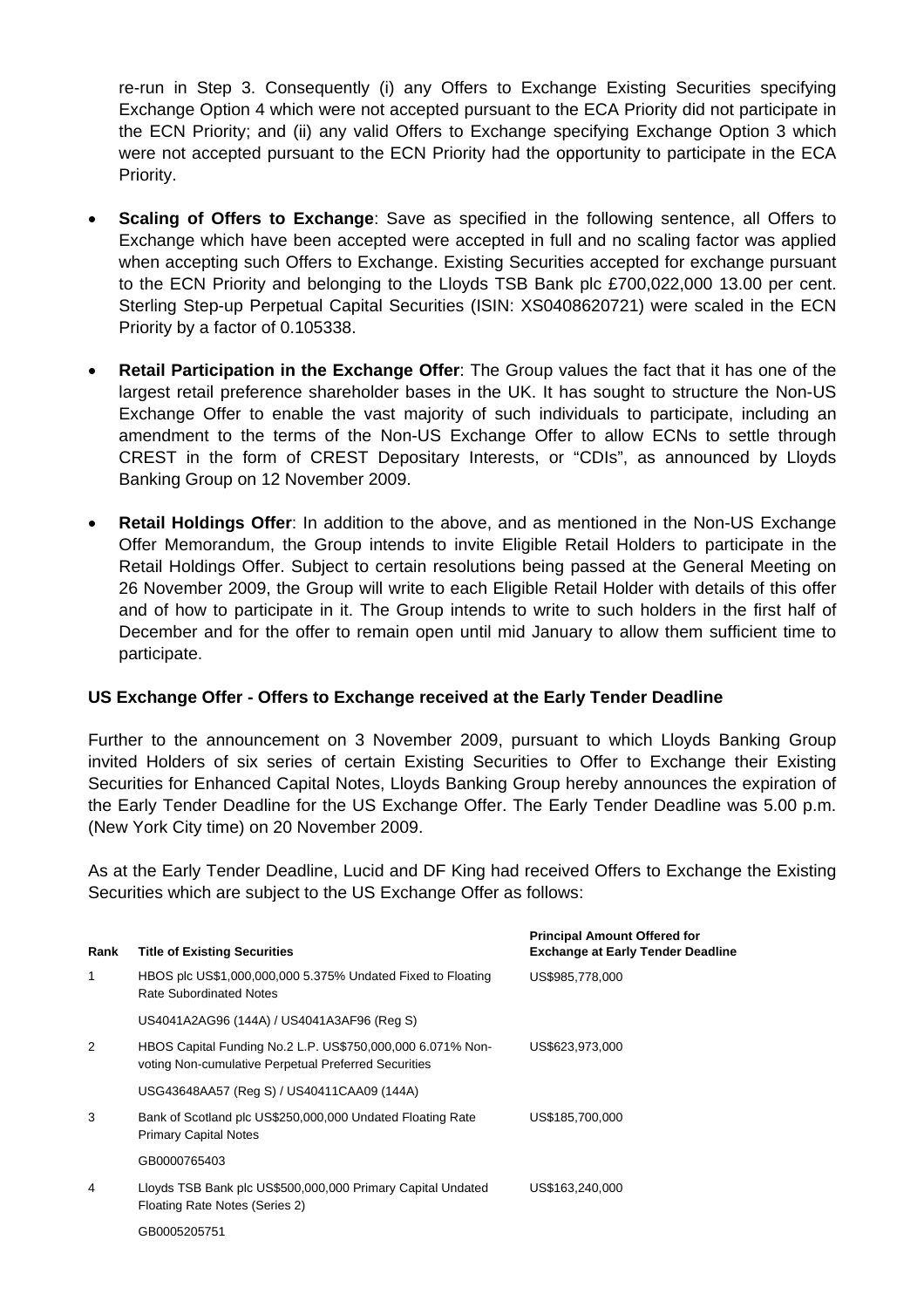re-run in Step 3. Consequently (i) any Offers to Exchange Existing Securities specifying Exchange Option 4 which were not accepted pursuant to the ECA Priority did not participate in the ECN Priority; and (ii) any valid Offers to Exchange specifying Exchange Option 3 which were not accepted pursuant to the ECN Priority had the opportunity to participate in the ECA Priority.

- **Scaling of Offers to Exchange**: Save as specified in the following sentence, all Offers to Exchange which have been accepted were accepted in full and no scaling factor was applied when accepting such Offers to Exchange. Existing Securities accepted for exchange pursuant to the ECN Priority and belonging to the Lloyds TSB Bank plc £700,022,000 13.00 per cent. Sterling Step-up Perpetual Capital Securities (ISIN: XS0408620721) were scaled in the ECN Priority by a factor of 0.105338.

- **Retail Participation in the Exchange Offer**: The Group values the fact that it has one of the largest retail preference shareholder bases in the UK. It has sought to structure the Non-US Exchange Offer to enable the vast majority of such individuals to participate, including an amendment to the terms of the Non-US Exchange Offer to allow ECNs to settle through CREST in the form of CREST Depositary Interests, or "CDIs", as announced by Lloyds Banking Group on 12 November 2009.

- **Retail Holdings Offer**: In addition to the above, and as mentioned in the Non-US Exchange Offer Memorandum, the Group intends to invite Eligible Retail Holders to participate in the Retail Holdings Offer. Subject to certain resolutions being passed at the General Meeting on 26 November 2009, the Group will write to each Eligible Retail Holder with details of this offer and of how to participate in it. The Group intends to write to such holders in the first half of December and for the offer to remain open until mid January to allow them sufficient time to participate.

**US Exchange Offer - Offers to Exchange received at the Early Tender Deadline**

Further to the announcement on 3 November 2009, pursuant to which Lloyds Banking Group invited Holders of six series of certain Existing Securities to Offer to Exchange their Existing Securities for Enhanced Capital Notes, Lloyds Banking Group hereby announces the expiration of the Early Tender Deadline for the US Exchange Offer. The Early Tender Deadline was 5.00 p.m. (New York City time) on 20 November 2009.

As at the Early Tender Deadline, Lucid and DF King had received Offers to Exchange the Existing Securities which are subject to the US Exchange Offer as follows:

| Rank | Title of Existing Securities | Principal Amount Offered for Exchange at Early Tender Deadline |
|---|---|---|
| 1 | HBOS plc US$1,000,000,000 5.375% Undated Fixed to Floating Rate Subordinated Notes<br>US4041A2AG96 (144A) / US4041A3AF96 (Reg S) | US$985,778,000 |
| 2 | HBOS Capital Funding No.2 L.P. US$750,000,000 6.071% Non-voting Non-cumulative Perpetual Preferred Securities<br>USG43648AA57 (Reg S) / US40411CAA09 (144A) | US$623,973,000 |
| 3 | Bank of Scotland plc US$250,000,000 Undated Floating Rate Primary Capital Notes<br>GB0000765403 | US$185,700,000 |
| 4 | Lloyds TSB Bank plc US$500,000,000 Primary Capital Undated Floating Rate Notes (Series 2)<br>GB0005205751 | US$163,240,000 |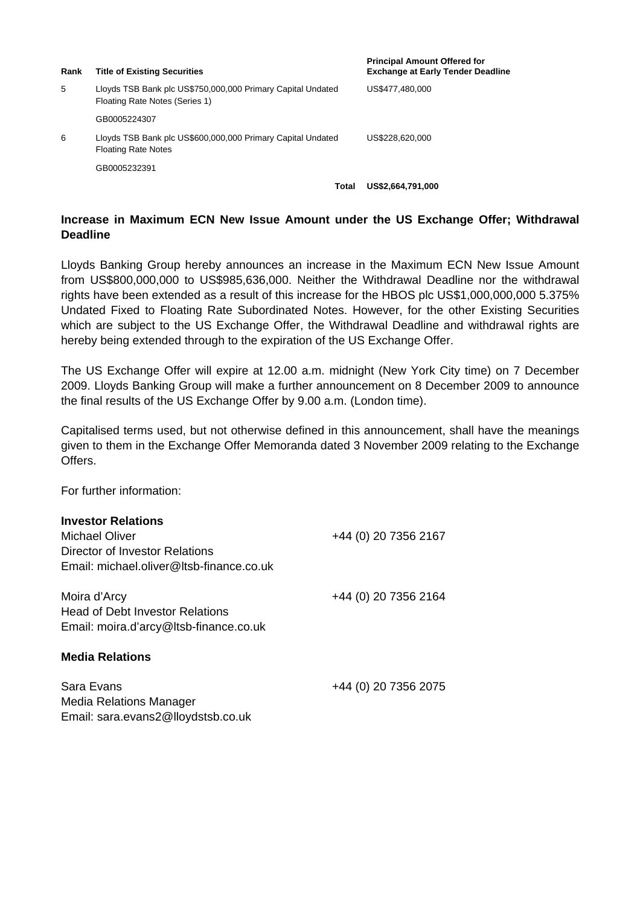| Rank | Title of Existing Securities | Principal Amount Offered for Exchange at Early Tender Deadline |
|---|---|---|
| 5 | Lloyds TSB Bank plc US$750,000,000 Primary Capital Undated Floating Rate Notes (Series 1)<br><br>GB0005224307 | US$477,480,000 |
| 6 | Lloyds TSB Bank plc US$600,000,000 Primary Capital Undated Floating Rate Notes<br><br>GB0005232391 | US$228,620,000 |
| | **Total** | **US$2,664,791,000** |

### Increase in Maximum ECN New Issue Amount under the US Exchange Offer; Withdrawal Deadline

Lloyds Banking Group hereby announces an increase in the Maximum ECN New Issue Amount from US$800,000,000 to US$985,636,000. Neither the Withdrawal Deadline nor the withdrawal rights have been extended as a result of this increase for the HBOS plc US$1,000,000,000 5.375% Undated Fixed to Floating Rate Subordinated Notes. However, for the other Existing Securities which are subject to the US Exchange Offer, the Withdrawal Deadline and withdrawal rights are hereby being extended through to the expiration of the US Exchange Offer.

The US Exchange Offer will expire at 12.00 a.m. midnight (New York City time) on 7 December 2009. Lloyds Banking Group will make a further announcement on 8 December 2009 to announce the final results of the US Exchange Offer by 9.00 a.m. (London time).

Capitalised terms used, but not otherwise defined in this announcement, shall have the meanings given to them in the Exchange Offer Memoranda dated 3 November 2009 relating to the Exchange Offers.

For further information:

**Investor Relations**

Michael Oliver +44 (0) 20 7356 2167
Director of Investor Relations
Email: michael.oliver@ltsb-finance.co.uk

Moira d'Arcy +44 (0) 20 7356 2164
Head of Debt Investor Relations
Email: moira.d'arcy@ltsb-finance.co.uk

**Media Relations**

Sara Evans +44 (0) 20 7356 2075
Media Relations Manager
Email: sara.evans2@lloydstsb.co.uk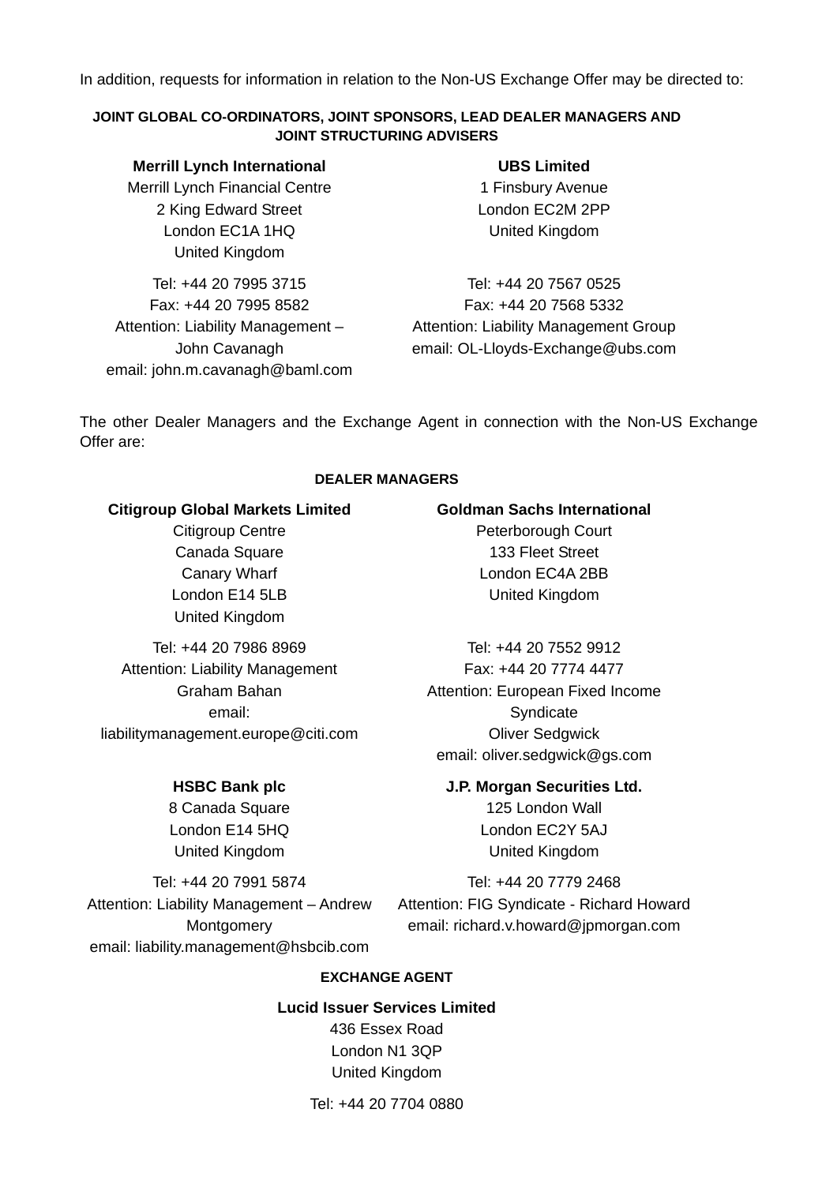In addition, requests for information in relation to the Non-US Exchange Offer may be directed to:

**JOINT GLOBAL CO-ORDINATORS, JOINT SPONSORS, LEAD DEALER MANAGERS AND JOINT STRUCTURING ADVISERS**

**Merrill Lynch International**
Merrill Lynch Financial Centre
2 King Edward Street
London EC1A 1HQ
United Kingdom

Tel: +44 20 7995 3715
Fax: +44 20 7995 8582
Attention: Liability Management – John Cavanagh
email: john.m.cavanagh@baml.com

**UBS Limited**
1 Finsbury Avenue
London EC2M 2PP
United Kingdom

Tel: +44 20 7567 0525
Fax: +44 20 7568 5332
Attention: Liability Management Group
email: OL-Lloyds-Exchange@ubs.com

The other Dealer Managers and the Exchange Agent in connection with the Non-US Exchange Offer are:

**DEALER MANAGERS**

**Citigroup Global Markets Limited**
Citigroup Centre
Canada Square
Canary Wharf
London E14 5LB
United Kingdom

Tel: +44 20 7986 8969
Attention: Liability Management
Graham Bahan
email: liabilitymanagement.europe@citi.com

**Goldman Sachs International**
Peterborough Court
133 Fleet Street
London EC4A 2BB
United Kingdom

Tel: +44 20 7552 9912
Fax: +44 20 7774 4477
Attention: European Fixed Income Syndicate
Oliver Sedgwick
email: oliver.sedgwick@gs.com

**HSBC Bank plc**
8 Canada Square
London E14 5HQ
United Kingdom

Tel: +44 20 7991 5874
Attention: Liability Management – Andrew Montgomery
email: liability.management@hsbcib.com

**J.P. Morgan Securities Ltd.**
125 London Wall
London EC2Y 5AJ
United Kingdom

Tel: +44 20 7779 2468
Attention: FIG Syndicate - Richard Howard
email: richard.v.howard@jpmorgan.com

**EXCHANGE AGENT**

**Lucid Issuer Services Limited**
436 Essex Road
London N1 3QP
United Kingdom

Tel: +44 20 7704 0880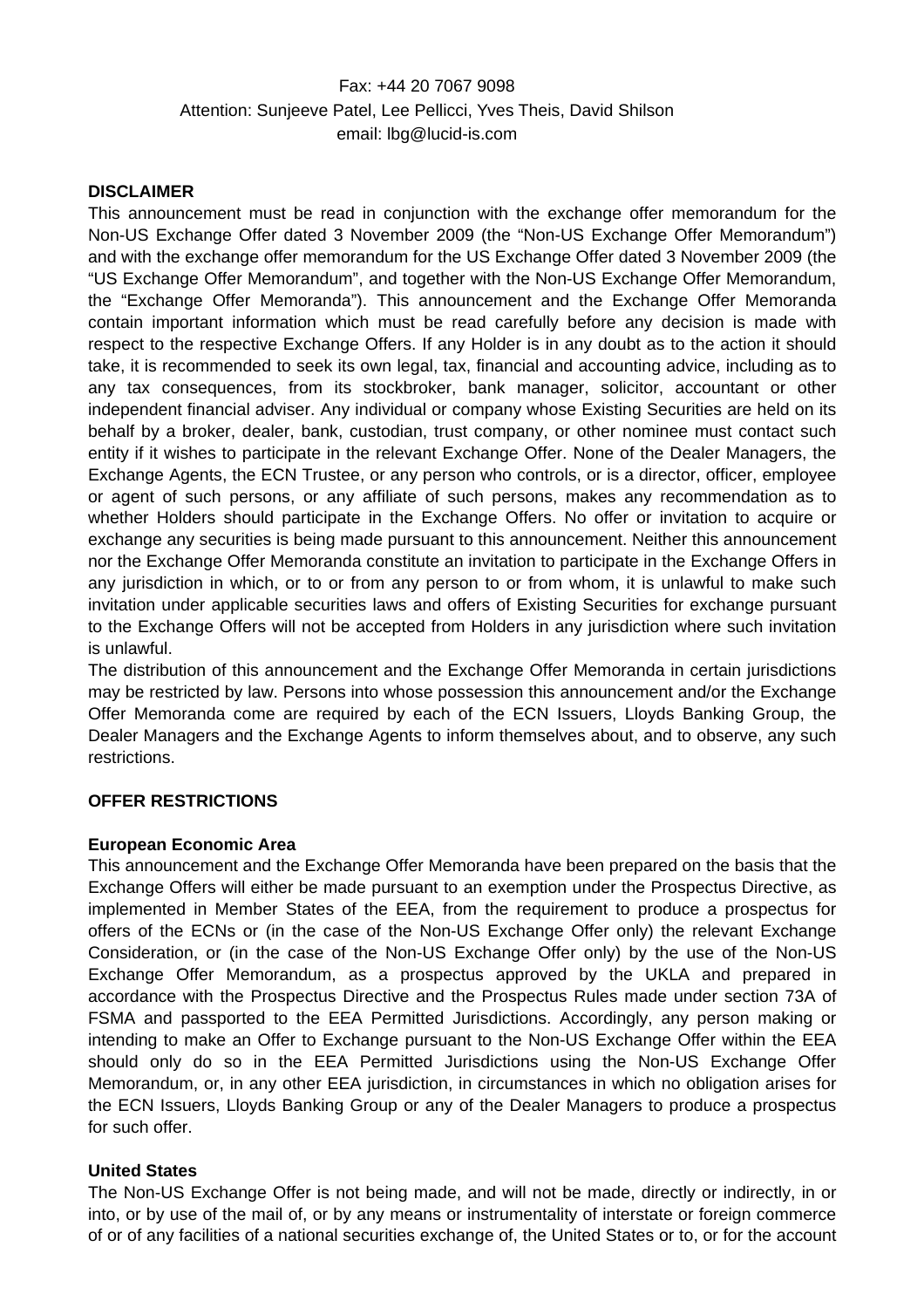Fax: +44 20 7067 9098

Attention: Sunjeeve Patel, Lee Pellicci, Yves Theis, David Shilson

email: lbg@lucid-is.com

**DISCLAIMER**

This announcement must be read in conjunction with the exchange offer memorandum for the Non-US Exchange Offer dated 3 November 2009 (the "Non-US Exchange Offer Memorandum") and with the exchange offer memorandum for the US Exchange Offer dated 3 November 2009 (the "US Exchange Offer Memorandum", and together with the Non-US Exchange Offer Memorandum, the "Exchange Offer Memoranda"). This announcement and the Exchange Offer Memoranda contain important information which must be read carefully before any decision is made with respect to the respective Exchange Offers. If any Holder is in any doubt as to the action it should take, it is recommended to seek its own legal, tax, financial and accounting advice, including as to any tax consequences, from its stockbroker, bank manager, solicitor, accountant or other independent financial adviser. Any individual or company whose Existing Securities are held on its behalf by a broker, dealer, bank, custodian, trust company, or other nominee must contact such entity if it wishes to participate in the relevant Exchange Offer. None of the Dealer Managers, the Exchange Agents, the ECN Trustee, or any person who controls, or is a director, officer, employee or agent of such persons, or any affiliate of such persons, makes any recommendation as to whether Holders should participate in the Exchange Offers. No offer or invitation to acquire or exchange any securities is being made pursuant to this announcement. Neither this announcement nor the Exchange Offer Memoranda constitute an invitation to participate in the Exchange Offers in any jurisdiction in which, or to or from any person to or from whom, it is unlawful to make such invitation under applicable securities laws and offers of Existing Securities for exchange pursuant to the Exchange Offers will not be accepted from Holders in any jurisdiction where such invitation is unlawful.

The distribution of this announcement and the Exchange Offer Memoranda in certain jurisdictions may be restricted by law. Persons into whose possession this announcement and/or the Exchange Offer Memoranda come are required by each of the ECN Issuers, Lloyds Banking Group, the Dealer Managers and the Exchange Agents to inform themselves about, and to observe, any such restrictions.

**OFFER RESTRICTIONS**

**European Economic Area**

This announcement and the Exchange Offer Memoranda have been prepared on the basis that the Exchange Offers will either be made pursuant to an exemption under the Prospectus Directive, as implemented in Member States of the EEA, from the requirement to produce a prospectus for offers of the ECNs or (in the case of the Non-US Exchange Offer only) the relevant Exchange Consideration, or (in the case of the Non-US Exchange Offer only) by the use of the Non-US Exchange Offer Memorandum, as a prospectus approved by the UKLA and prepared in accordance with the Prospectus Directive and the Prospectus Rules made under section 73A of FSMA and passported to the EEA Permitted Jurisdictions. Accordingly, any person making or intending to make an Offer to Exchange pursuant to the Non-US Exchange Offer within the EEA should only do so in the EEA Permitted Jurisdictions using the Non-US Exchange Offer Memorandum, or, in any other EEA jurisdiction, in circumstances in which no obligation arises for the ECN Issuers, Lloyds Banking Group or any of the Dealer Managers to produce a prospectus for such offer.

**United States**

The Non-US Exchange Offer is not being made, and will not be made, directly or indirectly, in or into, or by use of the mail of, or by any means or instrumentality of interstate or foreign commerce of or of any facilities of a national securities exchange of, the United States or to, or for the account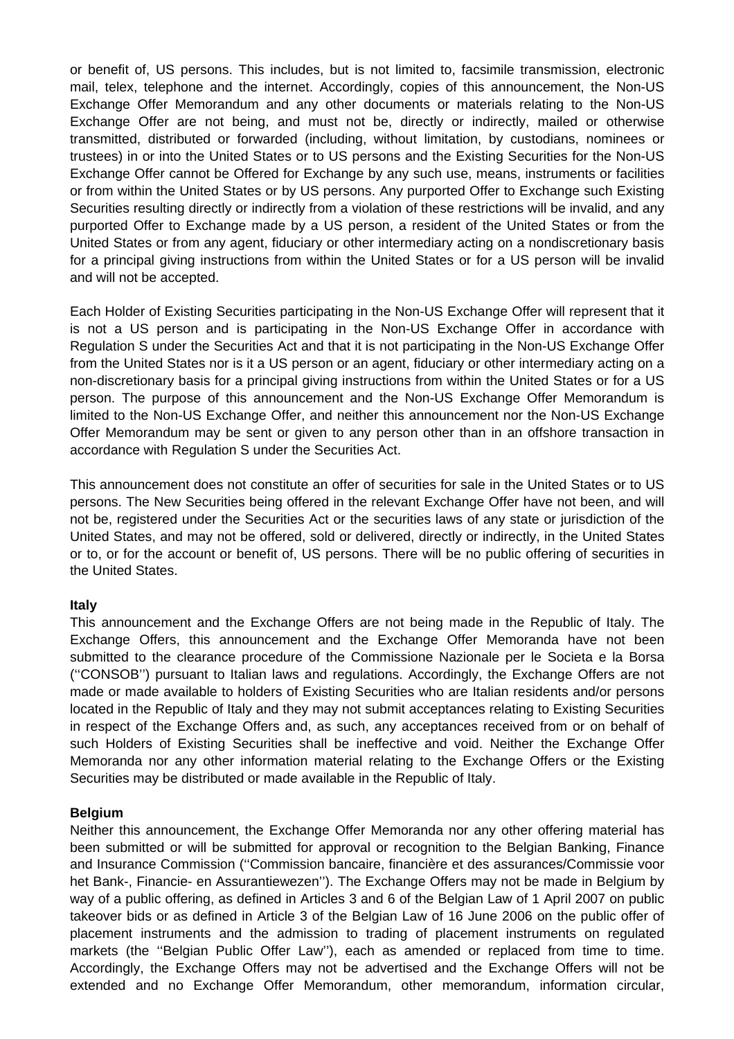or benefit of, US persons. This includes, but is not limited to, facsimile transmission, electronic mail, telex, telephone and the internet. Accordingly, copies of this announcement, the Non-US Exchange Offer Memorandum and any other documents or materials relating to the Non-US Exchange Offer are not being, and must not be, directly or indirectly, mailed or otherwise transmitted, distributed or forwarded (including, without limitation, by custodians, nominees or trustees) in or into the United States or to US persons and the Existing Securities for the Non-US Exchange Offer cannot be Offered for Exchange by any such use, means, instruments or facilities or from within the United States or by US persons. Any purported Offer to Exchange such Existing Securities resulting directly or indirectly from a violation of these restrictions will be invalid, and any purported Offer to Exchange made by a US person, a resident of the United States or from the United States or from any agent, fiduciary or other intermediary acting on a nondiscretionary basis for a principal giving instructions from within the United States or for a US person will be invalid and will not be accepted.

Each Holder of Existing Securities participating in the Non-US Exchange Offer will represent that it is not a US person and is participating in the Non-US Exchange Offer in accordance with Regulation S under the Securities Act and that it is not participating in the Non-US Exchange Offer from the United States nor is it a US person or an agent, fiduciary or other intermediary acting on a non-discretionary basis for a principal giving instructions from within the United States or for a US person. The purpose of this announcement and the Non-US Exchange Offer Memorandum is limited to the Non-US Exchange Offer, and neither this announcement nor the Non-US Exchange Offer Memorandum may be sent or given to any person other than in an offshore transaction in accordance with Regulation S under the Securities Act.

This announcement does not constitute an offer of securities for sale in the United States or to US persons. The New Securities being offered in the relevant Exchange Offer have not been, and will not be, registered under the Securities Act or the securities laws of any state or jurisdiction of the United States, and may not be offered, sold or delivered, directly or indirectly, in the United States or to, or for the account or benefit of, US persons. There will be no public offering of securities in the United States.

**Italy**

This announcement and the Exchange Offers are not being made in the Republic of Italy. The Exchange Offers, this announcement and the Exchange Offer Memoranda have not been submitted to the clearance procedure of the Commissione Nazionale per le Societa e la Borsa (''CONSOB'') pursuant to Italian laws and regulations. Accordingly, the Exchange Offers are not made or made available to holders of Existing Securities who are Italian residents and/or persons located in the Republic of Italy and they may not submit acceptances relating to Existing Securities in respect of the Exchange Offers and, as such, any acceptances received from or on behalf of such Holders of Existing Securities shall be ineffective and void. Neither the Exchange Offer Memoranda nor any other information material relating to the Exchange Offers or the Existing Securities may be distributed or made available in the Republic of Italy.

**Belgium**

Neither this announcement, the Exchange Offer Memoranda nor any other offering material has been submitted or will be submitted for approval or recognition to the Belgian Banking, Finance and Insurance Commission (''Commission bancaire, financière et des assurances/Commissie voor het Bank-, Financie- en Assurantiewezen''). The Exchange Offers may not be made in Belgium by way of a public offering, as defined in Articles 3 and 6 of the Belgian Law of 1 April 2007 on public takeover bids or as defined in Article 3 of the Belgian Law of 16 June 2006 on the public offer of placement instruments and the admission to trading of placement instruments on regulated markets (the ''Belgian Public Offer Law''), each as amended or replaced from time to time. Accordingly, the Exchange Offers may not be advertised and the Exchange Offers will not be extended and no Exchange Offer Memorandum, other memorandum, information circular,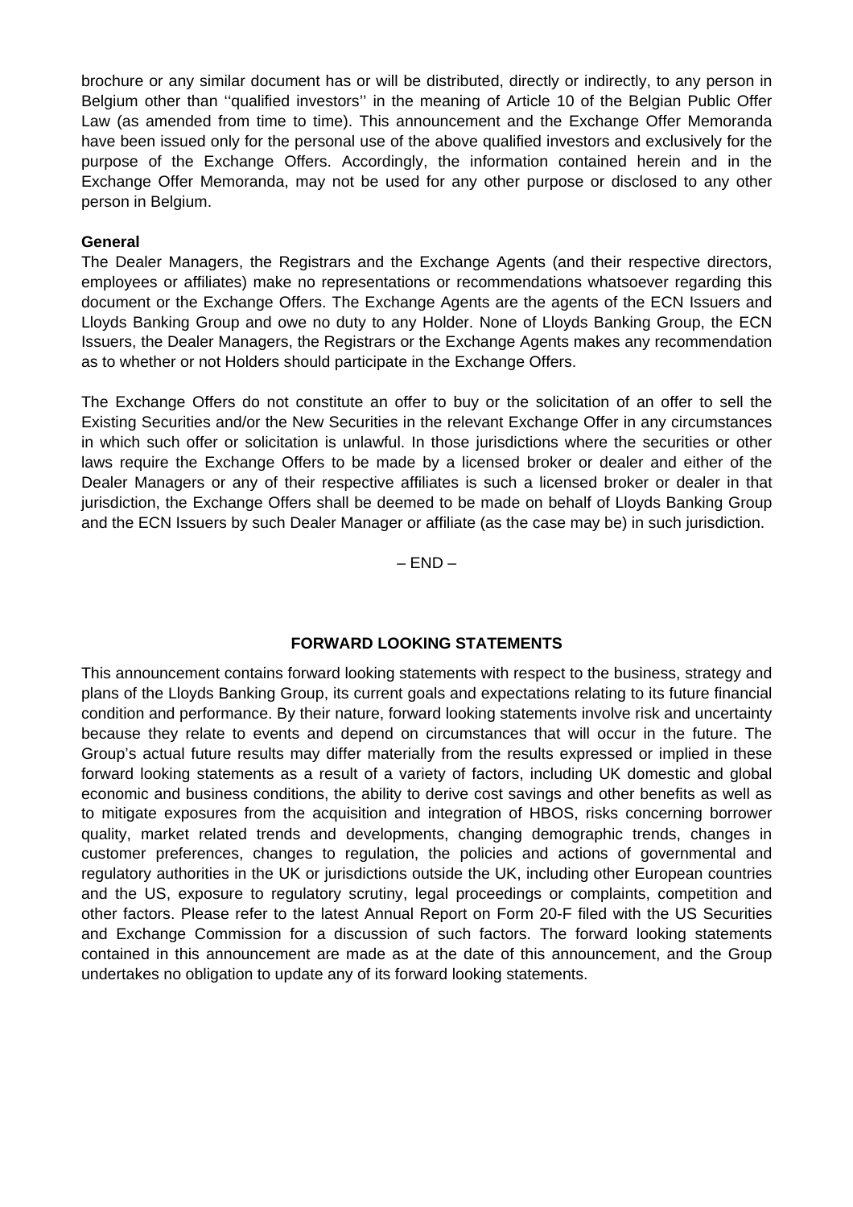brochure or any similar document has or will be distributed, directly or indirectly, to any person in Belgium other than ''qualified investors'' in the meaning of Article 10 of the Belgian Public Offer Law (as amended from time to time). This announcement and the Exchange Offer Memoranda have been issued only for the personal use of the above qualified investors and exclusively for the purpose of the Exchange Offers. Accordingly, the information contained herein and in the Exchange Offer Memoranda, may not be used for any other purpose or disclosed to any other person in Belgium.

**General**

The Dealer Managers, the Registrars and the Exchange Agents (and their respective directors, employees or affiliates) make no representations or recommendations whatsoever regarding this document or the Exchange Offers. The Exchange Agents are the agents of the ECN Issuers and Lloyds Banking Group and owe no duty to any Holder. None of Lloyds Banking Group, the ECN Issuers, the Dealer Managers, the Registrars or the Exchange Agents makes any recommendation as to whether or not Holders should participate in the Exchange Offers.

The Exchange Offers do not constitute an offer to buy or the solicitation of an offer to sell the Existing Securities and/or the New Securities in the relevant Exchange Offer in any circumstances in which such offer or solicitation is unlawful. In those jurisdictions where the securities or other laws require the Exchange Offers to be made by a licensed broker or dealer and either of the Dealer Managers or any of their respective affiliates is such a licensed broker or dealer in that jurisdiction, the Exchange Offers shall be deemed to be made on behalf of Lloyds Banking Group and the ECN Issuers by such Dealer Manager or affiliate (as the case may be) in such jurisdiction.

– END –

**FORWARD LOOKING STATEMENTS**

This announcement contains forward looking statements with respect to the business, strategy and plans of the Lloyds Banking Group, its current goals and expectations relating to its future financial condition and performance. By their nature, forward looking statements involve risk and uncertainty because they relate to events and depend on circumstances that will occur in the future. The Group's actual future results may differ materially from the results expressed or implied in these forward looking statements as a result of a variety of factors, including UK domestic and global economic and business conditions, the ability to derive cost savings and other benefits as well as to mitigate exposures from the acquisition and integration of HBOS, risks concerning borrower quality, market related trends and developments, changing demographic trends, changes in customer preferences, changes to regulation, the policies and actions of governmental and regulatory authorities in the UK or jurisdictions outside the UK, including other European countries and the US, exposure to regulatory scrutiny, legal proceedings or complaints, competition and other factors. Please refer to the latest Annual Report on Form 20-F filed with the US Securities and Exchange Commission for a discussion of such factors. The forward looking statements contained in this announcement are made as at the date of this announcement, and the Group undertakes no obligation to update any of its forward looking statements.